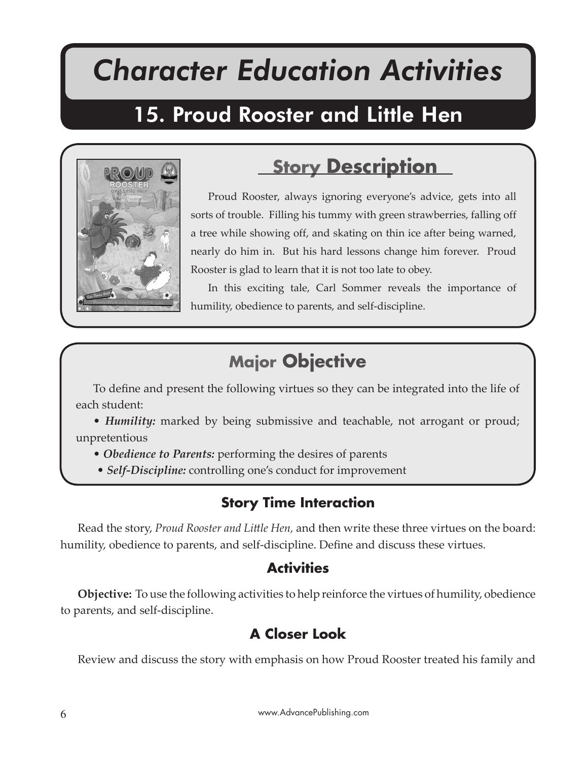# Character Education Activities

## 15. Proud Rooster and Little Hen

### Story Description

Proud Rooster, always ignoring everyone's advice, gets into all sorts of trouble. Filling his tummy with green strawberries, falling off a tree while showing off, and skating on thin ice after being warned, nearly do him in. But his hard lessons change him forever. Proud Rooster is glad to learn that it is not too late to obey.

In this exciting tale, Carl Sommer reveals the importance of humility, obedience to parents, and self-discipline.

### Major Objective

To define and present the following virtues so they can be integrated into the life of each student:

- ***Humility:*** marked by being submissive and teachable, not arrogant or proud; unpretentious
- ***Obedience to Parents:*** performing the desires of parents
- ***Self-Discipline:*** controlling one's conduct for improvement

### Story Time Interaction

Read the story, *Proud Rooster and Little Hen,* and then write these three virtues on the board: humility, obedience to parents, and self-discipline. Define and discuss these virtues.

### Activities

**Objective:** To use the following activities to help reinforce the virtues of humility, obedience to parents, and self-discipline.

### A Closer Look

Review and discuss the story with emphasis on how Proud Rooster treated his family and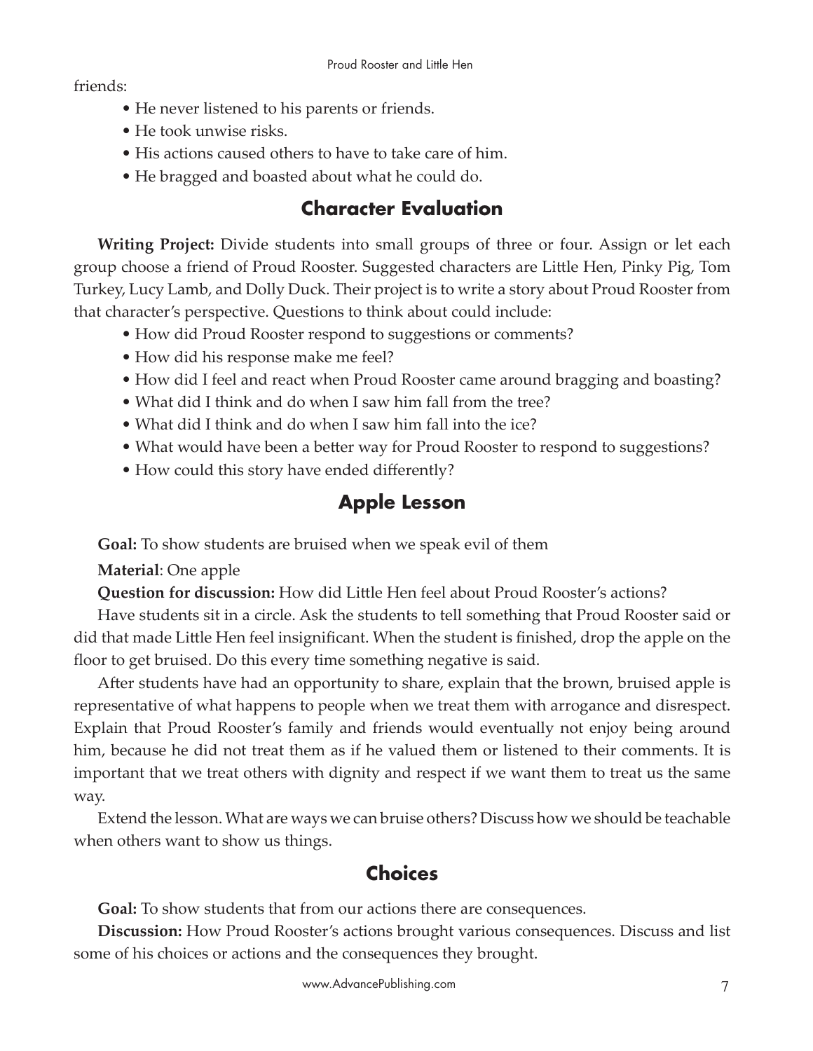friends:

- He never listened to his parents or friends.
- He took unwise risks.
- His actions caused others to have to take care of him.
- He bragged and boasted about what he could do.

## Character Evaluation

**Writing Project:** Divide students into small groups of three or four. Assign or let each group choose a friend of Proud Rooster. Suggested characters are Little Hen, Pinky Pig, Tom Turkey, Lucy Lamb, and Dolly Duck. Their project is to write a story about Proud Rooster from that character's perspective. Questions to think about could include:

- How did Proud Rooster respond to suggestions or comments?
- How did his response make me feel?
- How did I feel and react when Proud Rooster came around bragging and boasting?
- What did I think and do when I saw him fall from the tree?
- What did I think and do when I saw him fall into the ice?
- What would have been a better way for Proud Rooster to respond to suggestions?
- How could this story have ended differently?

## Apple Lesson

**Goal:** To show students are bruised when we speak evil of them

**Material**: One apple

**Question for discussion:** How did Little Hen feel about Proud Rooster's actions?

Have students sit in a circle. Ask the students to tell something that Proud Rooster said or did that made Little Hen feel insignificant. When the student is finished, drop the apple on the floor to get bruised. Do this every time something negative is said.

After students have had an opportunity to share, explain that the brown, bruised apple is representative of what happens to people when we treat them with arrogance and disrespect. Explain that Proud Rooster's family and friends would eventually not enjoy being around him, because he did not treat them as if he valued them or listened to their comments. It is important that we treat others with dignity and respect if we want them to treat us the same way.

Extend the lesson. What are ways we can bruise others? Discuss how we should be teachable when others want to show us things.

## Choices

**Goal:** To show students that from our actions there are consequences.

**Discussion:** How Proud Rooster's actions brought various consequences. Discuss and list some of his choices or actions and the consequences they brought.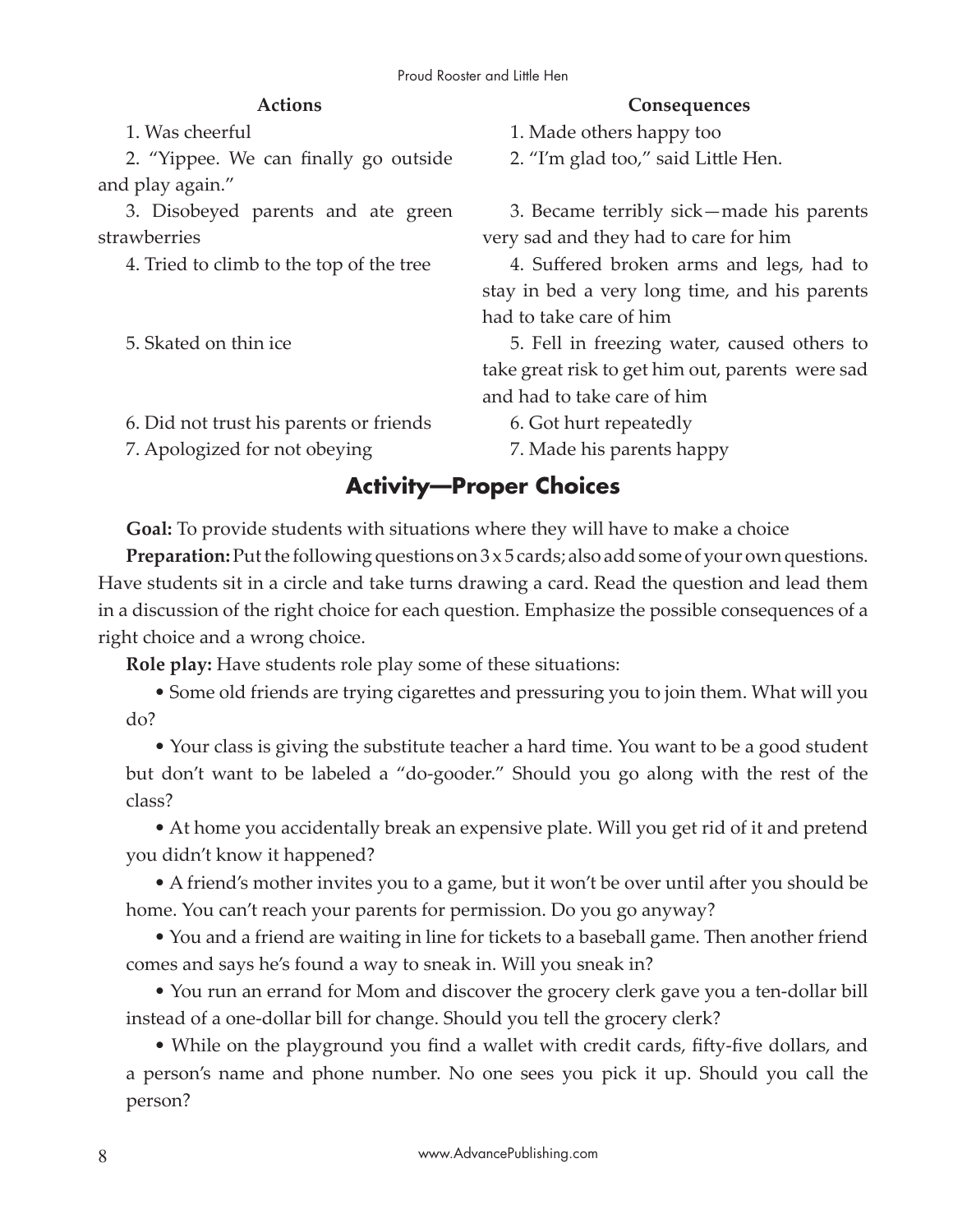| Actions | Consequences |
| --- | --- |
| 1. Was cheerful | 1. Made others happy too |
| 2. "Yippee. We can finally go outside and play again." | 2. "I'm glad too," said Little Hen. |
| 3. Disobeyed parents and ate green strawberries | 3. Became terribly sick—made his parents very sad and they had to care for him |
| 4. Tried to climb to the top of the tree | 4. Suffered broken arms and legs, had to stay in bed a very long time, and his parents had to take care of him |
| 5. Skated on thin ice | 5. Fell in freezing water, caused others to take great risk to get him out, parents were sad and had to take care of him |
| 6. Did not trust his parents or friends | 6. Got hurt repeatedly |
| 7. Apologized for not obeying | 7. Made his parents happy |

## Activity—Proper Choices

**Goal:** To provide students with situations where they will have to make a choice

**Preparation:** Put the following questions on 3 x 5 cards; also add some of your own questions. Have students sit in a circle and take turns drawing a card. Read the question and lead them in a discussion of the right choice for each question. Emphasize the possible consequences of a right choice and a wrong choice.

**Role play:** Have students role play some of these situations:

- Some old friends are trying cigarettes and pressuring you to join them. What will you do?
- Your class is giving the substitute teacher a hard time. You want to be a good student but don't want to be labeled a "do-gooder." Should you go along with the rest of the class?
- At home you accidentally break an expensive plate. Will you get rid of it and pretend you didn't know it happened?
- A friend's mother invites you to a game, but it won't be over until after you should be home. You can't reach your parents for permission. Do you go anyway?
- You and a friend are waiting in line for tickets to a baseball game. Then another friend comes and says he's found a way to sneak in. Will you sneak in?
- You run an errand for Mom and discover the grocery clerk gave you a ten-dollar bill instead of a one-dollar bill for change. Should you tell the grocery clerk?
- While on the playground you find a wallet with credit cards, fifty-five dollars, and a person's name and phone number. No one sees you pick it up. Should you call the person?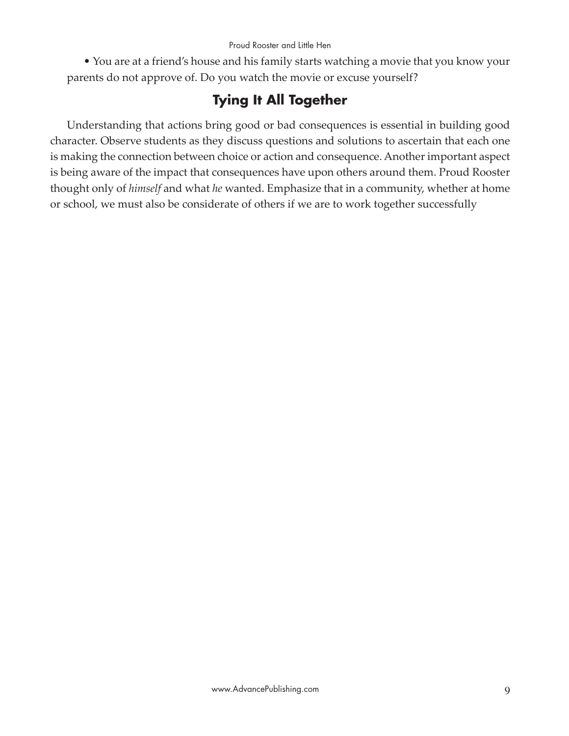- You are at a friend's house and his family starts watching a movie that you know your parents do not approve of. Do you watch the movie or excuse yourself?

## Tying It All Together

Understanding that actions bring good or bad consequences is essential in building good character. Observe students as they discuss questions and solutions to ascertain that each one is making the connection between choice or action and consequence. Another important aspect is being aware of the impact that consequences have upon others around them. Proud Rooster thought only of *himself* and what *he* wanted. Emphasize that in a community, whether at home or school, we must also be considerate of others if we are to work together successfully